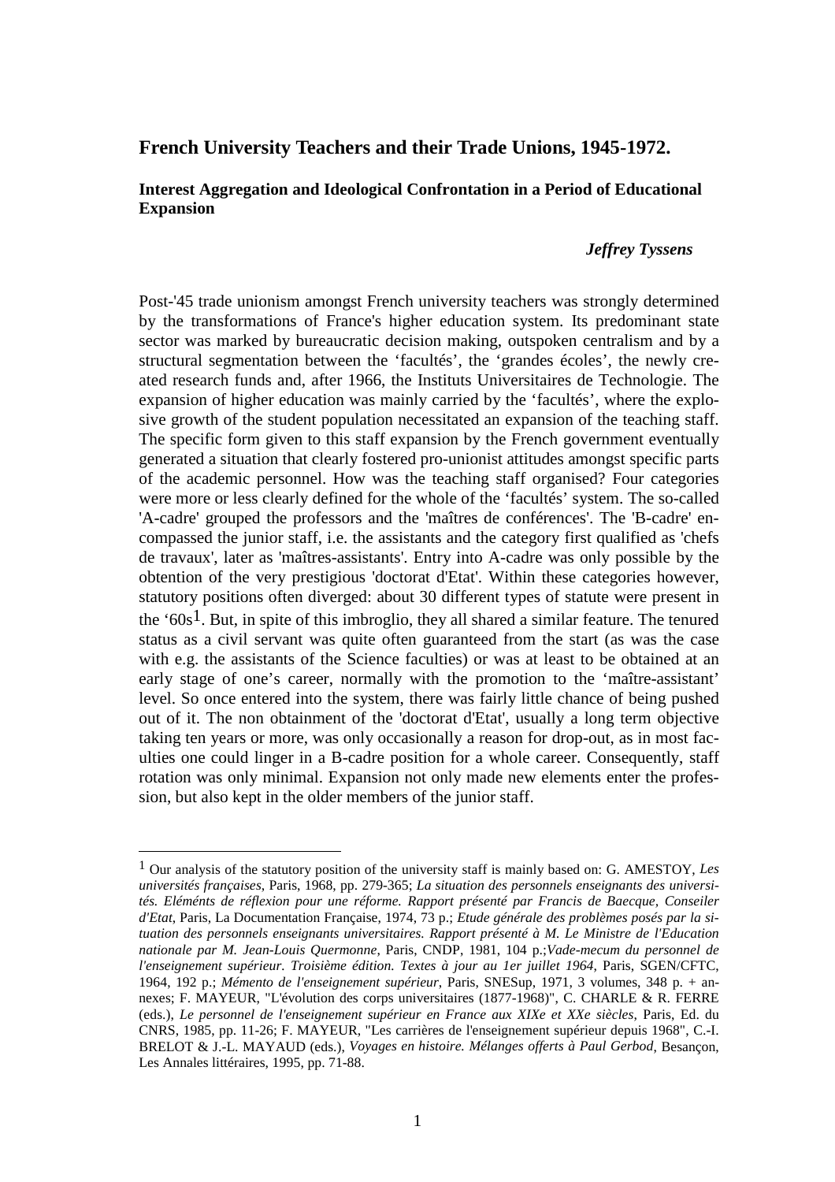# French University Teachers and their Trade Unions, 1945-1972.

### Interest Aggregation and Ideological Confrontation in a Period of Educational Expansion

*Jeffrey Tyssens*

Post-'45 trade unionism amongst French university teachers was strongly determined by the transformations of France's higher education system. Its predominant state sector was marked by bureaucratic decision making, outspoken centralism and by a structural segmentation between the 'facultés', the 'grandes écoles', the newly created research funds and, after 1966, the Instituts Universitaires de Technologie. The expansion of higher education was mainly carried by the 'facultés', where the explosive growth of the student population necessitated an expansion of the teaching staff. The specific form given to this staff expansion by the French government eventually generated a situation that clearly fostered pro-unionist attitudes amongst specific parts of the academic personnel. How was the teaching staff organised? Four categories were more or less clearly defined for the whole of the 'facultés' system. The so-called 'A-cadre' grouped the professors and the 'maîtres de conférences'. The 'B-cadre' encompassed the junior staff, i.e. the assistants and the category first qualified as 'chefs de travaux', later as 'maîtres-assistants'. Entry into A-cadre was only possible by the obtention of the very prestigious 'doctorat d'Etat'. Within these categories however, statutory positions often diverged: about 30 different types of statute were present in the '60s[1]. But, in spite of this imbroglio, they all shared a similar feature. The tenured status as a civil servant was quite often guaranteed from the start (as was the case with e.g. the assistants of the Science faculties) or was at least to be obtained at an early stage of one's career, normally with the promotion to the 'maître-assistant' level. So once entered into the system, there was fairly little chance of being pushed out of it. The non obtainment of the 'doctorat d'Etat', usually a long term objective taking ten years or more, was only occasionally a reason for drop-out, as in most faculties one could linger in a B-cadre position for a whole career. Consequently, staff rotation was only minimal. Expansion not only made new elements enter the profession, but also kept in the older members of the junior staff.

---

[1] Our analysis of the statutory position of the university staff is mainly based on: G. AMESTOY, *Les universités françaises*, Paris, 1968, pp. 279-365; *La situation des personnels enseignants des universités. Eléménts de réflexion pour une réforme. Rapport présenté par Francis de Baecque, Conseiler d'Etat*, Paris, La Documentation Française, 1974, 73 p.; *Etude générale des problèmes posés par la situation des personnels enseignants universitaires. Rapport présenté à M. Le Ministre de l'Education nationale par M. Jean-Louis Quermonne*, Paris, CNDP, 1981, 104 p.;*Vade-mecum du personnel de l'enseignement supérieur. Troisième édition. Textes à jour au 1er juillet 1964*, Paris, SGEN/CFTC, 1964, 192 p.; *Mémento de l'enseignement supérieur*, Paris, SNESup, 1971, 3 volumes, 348 p. + annexes; F. MAYEUR, "L'évolution des corps universitaires (1877-1968)", C. CHARLE & R. FERRE (eds.), *Le personnel de l'enseignement supérieur en France aux XIXe et XXe siècles*, Paris, Ed. du CNRS, 1985, pp. 11-26; F. MAYEUR, "Les carrières de l'enseignement supérieur depuis 1968", C.-I. BRELOT & J.-L. MAYAUD (eds.), *Voyages en histoire. Mélanges offerts à Paul Gerbod*, Besançon, Les Annales littéraires, 1995, pp. 71-88.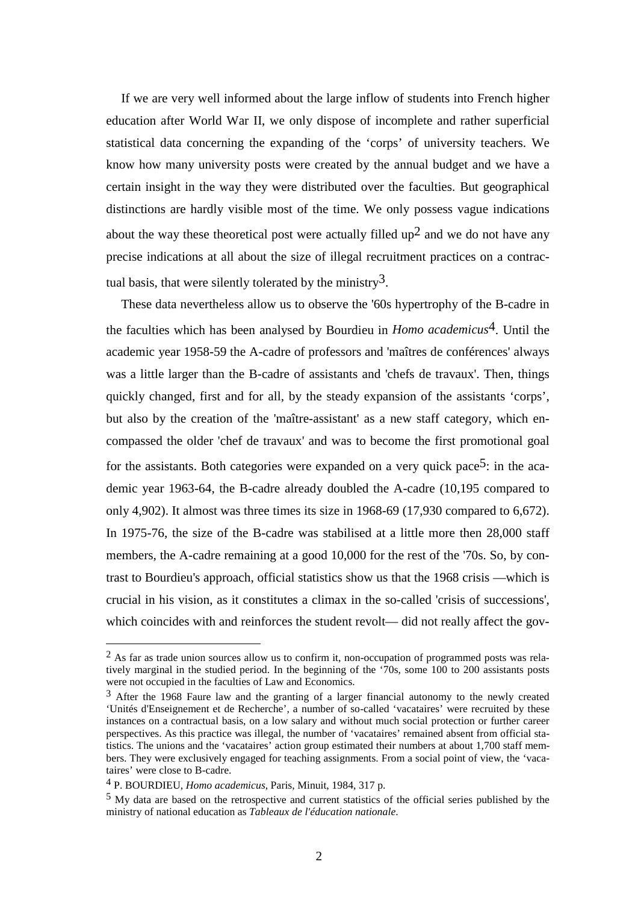If we are very well informed about the large inflow of students into French higher education after World War II, we only dispose of incomplete and rather superficial statistical data concerning the expanding of the 'corps' of university teachers. We know how many university posts were created by the annual budget and we have a certain insight in the way they were distributed over the faculties. But geographical distinctions are hardly visible most of the time. We only possess vague indications about the way these theoretical post were actually filled up[2] and we do not have any precise indications at all about the size of illegal recruitment practices on a contractual basis, that were silently tolerated by the ministry[3].

These data nevertheless allow us to observe the '60s hypertrophy of the B-cadre in the faculties which has been analysed by Bourdieu in *Homo academicus*[4]. Until the academic year 1958-59 the A-cadre of professors and 'maîtres de conférences' always was a little larger than the B-cadre of assistants and 'chefs de travaux'. Then, things quickly changed, first and for all, by the steady expansion of the assistants 'corps', but also by the creation of the 'maître-assistant' as a new staff category, which encompassed the older 'chef de travaux' and was to become the first promotional goal for the assistants. Both categories were expanded on a very quick pace[5]: in the academic year 1963-64, the B-cadre already doubled the A-cadre (10,195 compared to only 4,902). It almost was three times its size in 1968-69 (17,930 compared to 6,672). In 1975-76, the size of the B-cadre was stabilised at a little more then 28,000 staff members, the A-cadre remaining at a good 10,000 for the rest of the '70s. So, by contrast to Bourdieu's approach, official statistics show us that the 1968 crisis —which is crucial in his vision, as it constitutes a climax in the so-called 'crisis of successions', which coincides with and reinforces the student revolt— did not really affect the gov-

---

[2] As far as trade union sources allow us to confirm it, non-occupation of programmed posts was relatively marginal in the studied period. In the beginning of the '70s, some 100 to 200 assistants posts were not occupied in the faculties of Law and Economics.

[3] After the 1968 Faure law and the granting of a larger financial autonomy to the newly created 'Unités d'Enseignement et de Recherche', a number of so-called 'vacataires' were recruited by these instances on a contractual basis, on a low salary and without much social protection or further career perspectives. As this practice was illegal, the number of 'vacataires' remained absent from official statistics. The unions and the 'vacataires' action group estimated their numbers at about 1,700 staff members. They were exclusively engaged for teaching assignments. From a social point of view, the 'vacataires' were close to B-cadre.

[4] P. BOURDIEU, *Homo academicus*, Paris, Minuit, 1984, 317 p.

[5] My data are based on the retrospective and current statistics of the official series published by the ministry of national education as *Tableaux de l'éducation nationale*.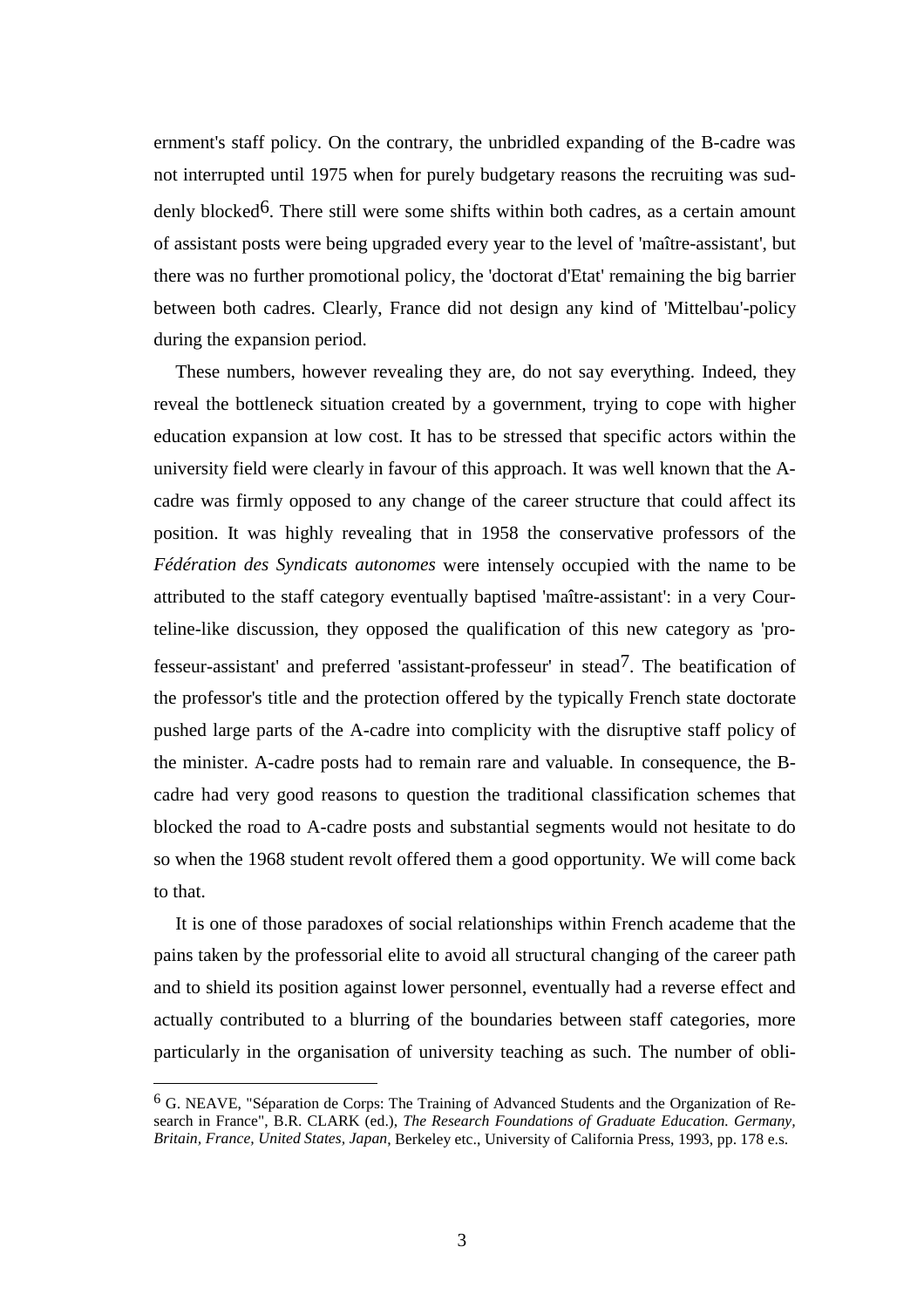ernment's staff policy. On the contrary, the unbridled expanding of the B-cadre was not interrupted until 1975 when for purely budgetary reasons the recruiting was suddenly blocked[6]. There still were some shifts within both cadres, as a certain amount of assistant posts were being upgraded every year to the level of 'maître-assistant', but there was no further promotional policy, the 'doctorat d'Etat' remaining the big barrier between both cadres. Clearly, France did not design any kind of 'Mittelbau'-policy during the expansion period.

These numbers, however revealing they are, do not say everything. Indeed, they reveal the bottleneck situation created by a government, trying to cope with higher education expansion at low cost. It has to be stressed that specific actors within the university field were clearly in favour of this approach. It was well known that the A-cadre was firmly opposed to any change of the career structure that could affect its position. It was highly revealing that in 1958 the conservative professors of the *Fédération des Syndicats autonomes* were intensely occupied with the name to be attributed to the staff category eventually baptised 'maître-assistant': in a very Courteline-like discussion, they opposed the qualification of this new category as 'professeur-assistant' and preferred 'assistant-professeur' in stead[7]. The beatification of the professor's title and the protection offered by the typically French state doctorate pushed large parts of the A-cadre into complicity with the disruptive staff policy of the minister. A-cadre posts had to remain rare and valuable. In consequence, the B-cadre had very good reasons to question the traditional classification schemes that blocked the road to A-cadre posts and substantial segments would not hesitate to do so when the 1968 student revolt offered them a good opportunity. We will come back to that.

It is one of those paradoxes of social relationships within French academe that the pains taken by the professorial elite to avoid all structural changing of the career path and to shield its position against lower personnel, eventually had a reverse effect and actually contributed to a blurring of the boundaries between staff categories, more particularly in the organisation of university teaching as such. The number of obli-

---

[6] G. NEAVE, "Séparation de Corps: The Training of Advanced Students and the Organization of Research in France", B.R. CLARK (ed.), *The Research Foundations of Graduate Education. Germany, Britain, France, United States, Japan*, Berkeley etc., University of California Press, 1993, pp. 178 e.s.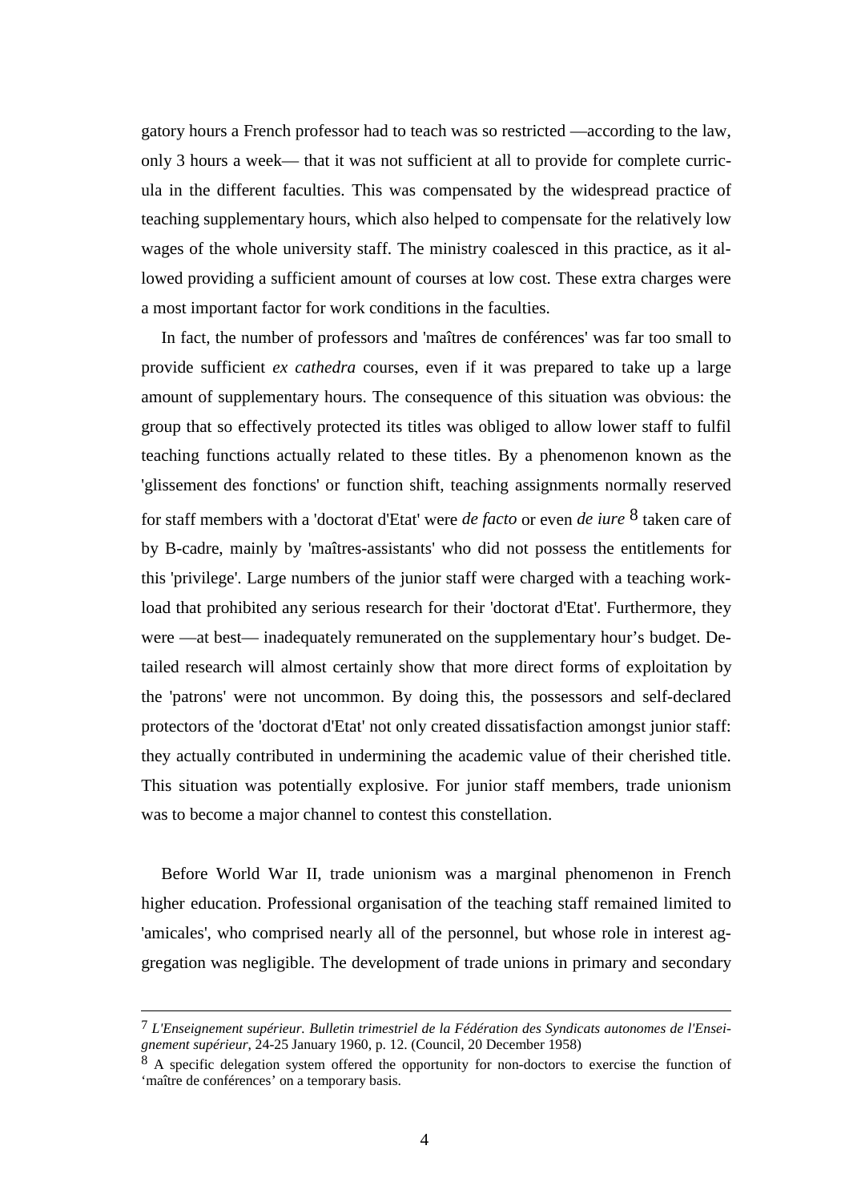gatory hours a French professor had to teach was so restricted —according to the law, only 3 hours a week— that it was not sufficient at all to provide for complete curricula in the different faculties. This was compensated by the widespread practice of teaching supplementary hours, which also helped to compensate for the relatively low wages of the whole university staff. The ministry coalesced in this practice, as it allowed providing a sufficient amount of courses at low cost. These extra charges were a most important factor for work conditions in the faculties.

In fact, the number of professors and 'maîtres de conférences' was far too small to provide sufficient *ex cathedra* courses, even if it was prepared to take up a large amount of supplementary hours. The consequence of this situation was obvious: the group that so effectively protected its titles was obliged to allow lower staff to fulfil teaching functions actually related to these titles. By a phenomenon known as the 'glissement des fonctions' or function shift, teaching assignments normally reserved for staff members with a 'doctorat d'Etat' were *de facto* or even *de iure* [8] taken care of by B-cadre, mainly by 'maîtres-assistants' who did not possess the entitlements for this 'privilege'. Large numbers of the junior staff were charged with a teaching workload that prohibited any serious research for their 'doctorat d'Etat'. Furthermore, they were —at best— inadequately remunerated on the supplementary hour's budget. Detailed research will almost certainly show that more direct forms of exploitation by the 'patrons' were not uncommon. By doing this, the possessors and self-declared protectors of the 'doctorat d'Etat' not only created dissatisfaction amongst junior staff: they actually contributed in undermining the academic value of their cherished title. This situation was potentially explosive. For junior staff members, trade unionism was to become a major channel to contest this constellation.

Before World War II, trade unionism was a marginal phenomenon in French higher education. Professional organisation of the teaching staff remained limited to 'amicales', who comprised nearly all of the personnel, but whose role in interest aggregation was negligible. The development of trade unions in primary and secondary

---

[7] *L'Enseignement supérieur. Bulletin trimestriel de la Fédération des Syndicats autonomes de l'Enseignement supérieur*, 24-25 January 1960, p. 12. (Council, 20 December 1958)

[8] A specific delegation system offered the opportunity for non-doctors to exercise the function of 'maître de conférences' on a temporary basis.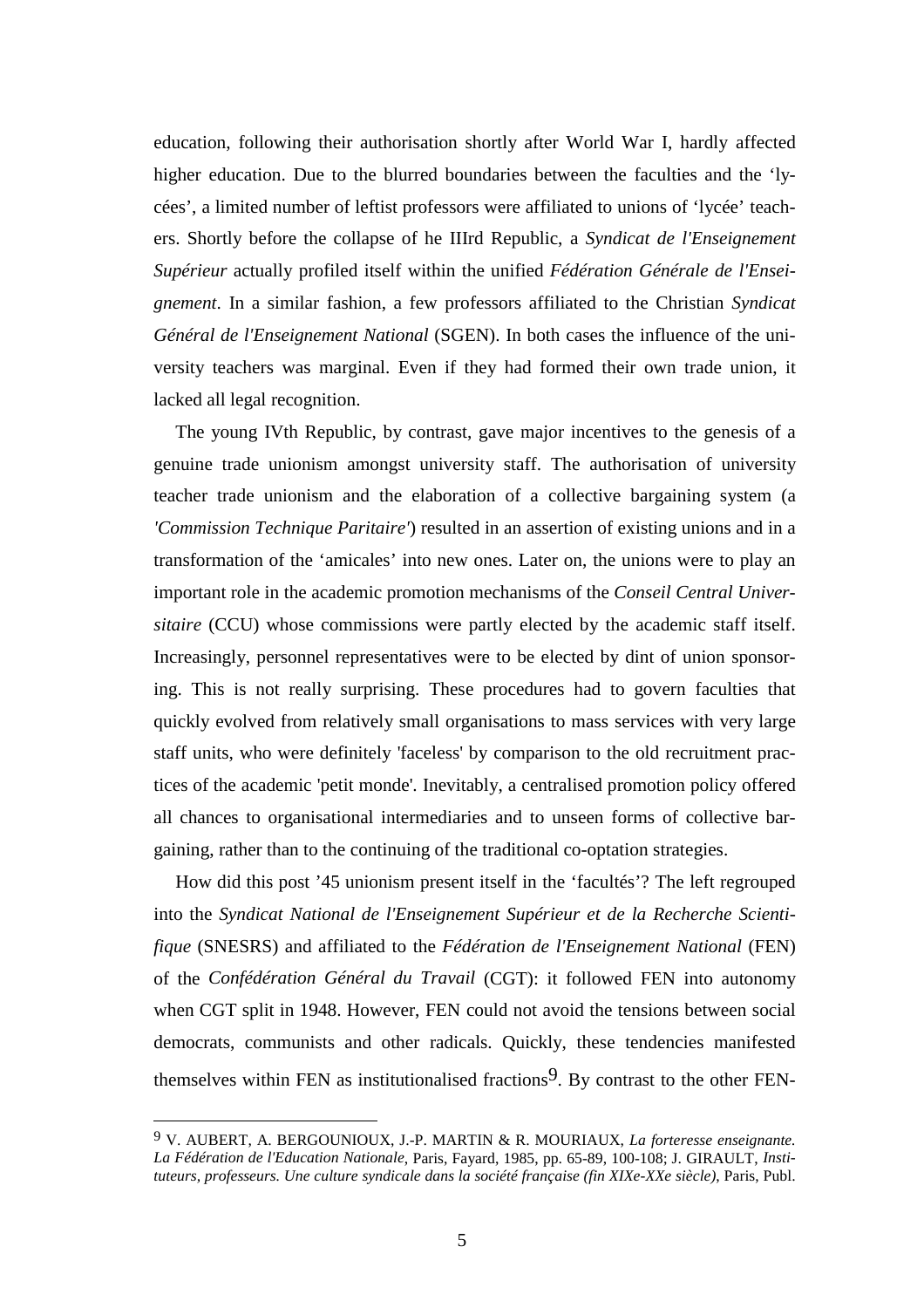education, following their authorisation shortly after World War I, hardly affected higher education. Due to the blurred boundaries between the faculties and the 'lycées', a limited number of leftist professors were affiliated to unions of 'lycée' teachers. Shortly before the collapse of he IIIrd Republic, a *Syndicat de l'Enseignement Supérieur* actually profiled itself within the unified *Fédération Générale de l'Enseignement*. In a similar fashion, a few professors affiliated to the Christian *Syndicat Général de l'Enseignement National* (SGEN). In both cases the influence of the university teachers was marginal. Even if they had formed their own trade union, it lacked all legal recognition.

The young IVth Republic, by contrast, gave major incentives to the genesis of a genuine trade unionism amongst university staff. The authorisation of university teacher trade unionism and the elaboration of a collective bargaining system (a *'Commission Technique Paritaire'*) resulted in an assertion of existing unions and in a transformation of the 'amicales' into new ones. Later on, the unions were to play an important role in the academic promotion mechanisms of the *Conseil Central Universitaire* (CCU) whose commissions were partly elected by the academic staff itself. Increasingly, personnel representatives were to be elected by dint of union sponsoring. This is not really surprising. These procedures had to govern faculties that quickly evolved from relatively small organisations to mass services with very large staff units, who were definitely 'faceless' by comparison to the old recruitment practices of the academic 'petit monde'. Inevitably, a centralised promotion policy offered all chances to organisational intermediaries and to unseen forms of collective bargaining, rather than to the continuing of the traditional co-optation strategies.

How did this post '45 unionism present itself in the 'facultés'? The left regrouped into the *Syndicat National de l'Enseignement Supérieur et de la Recherche Scientifique* (SNESRS) and affiliated to the *Fédération de l'Enseignement National* (FEN) of the *Confédération Général du Travail* (CGT): it followed FEN into autonomy when CGT split in 1948. However, FEN could not avoid the tensions between social democrats, communists and other radicals. Quickly, these tendencies manifested themselves within FEN as institutionalised fractions[9]. By contrast to the other FEN-

[9] V. AUBERT, A. BERGOUNIOUX, J.-P. MARTIN & R. MOURIAUX, *La forteresse enseignante. La Fédération de l'Education Nationale*, Paris, Fayard, 1985, pp. 65-89, 100-108; J. GIRAULT, *Instituteurs, professeurs. Une culture syndicale dans la société française (fin XIXe-XXe siècle)*, Paris, Publ.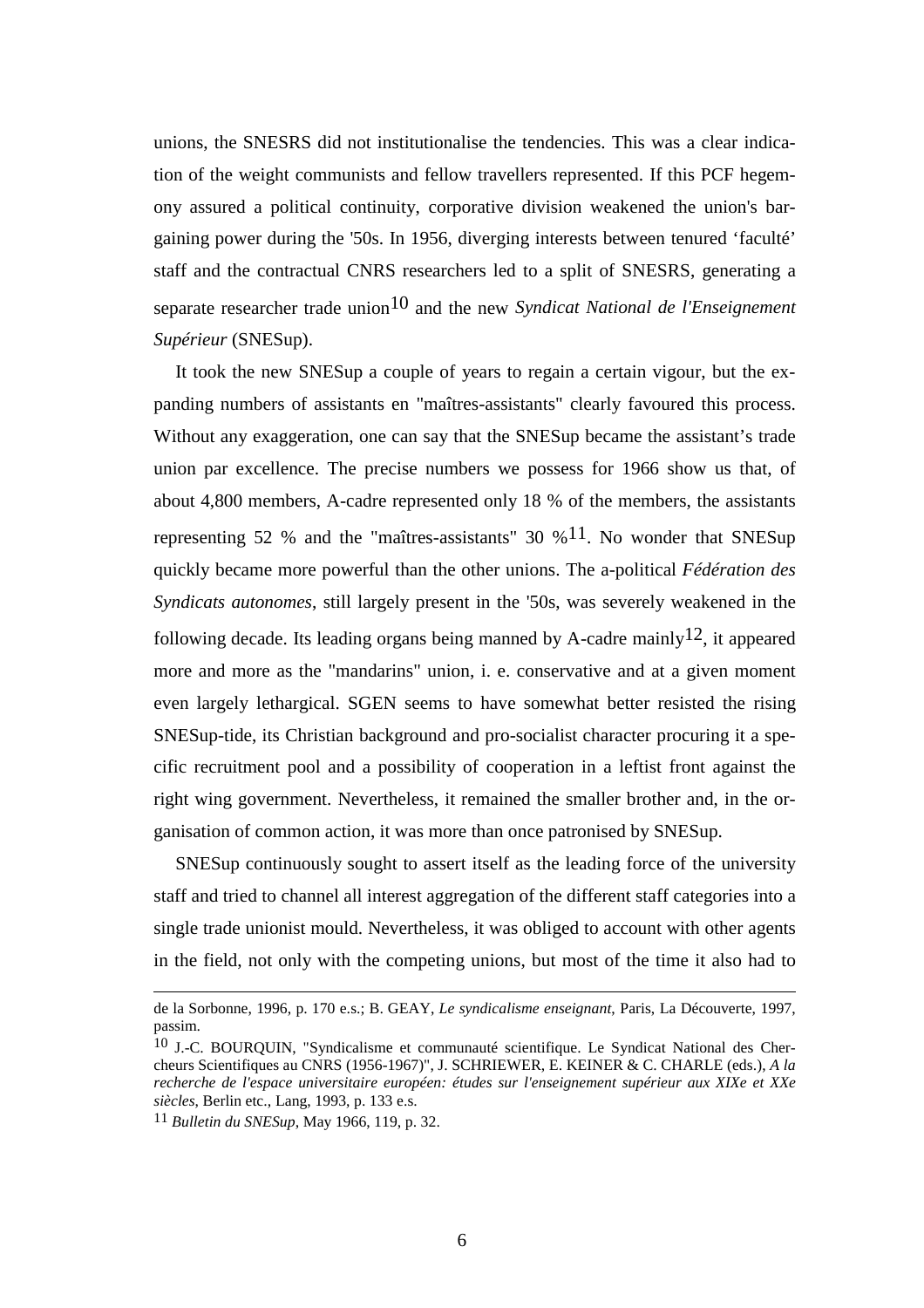unions, the SNESRS did not institutionalise the tendencies. This was a clear indication of the weight communists and fellow travellers represented. If this PCF hegemony assured a political continuity, corporative division weakened the union's bargaining power during the '50s. In 1956, diverging interests between tenured 'faculté' staff and the contractual CNRS researchers led to a split of SNESRS, generating a separate researcher trade union[10] and the new *Syndicat National de l'Enseignement Supérieur* (SNESup).

It took the new SNESup a couple of years to regain a certain vigour, but the expanding numbers of assistants en "maîtres-assistants" clearly favoured this process. Without any exaggeration, one can say that the SNESup became the assistant's trade union par excellence. The precise numbers we possess for 1966 show us that, of about 4,800 members, A-cadre represented only 18 % of the members, the assistants representing 52 % and the "maîtres-assistants" 30 %[11]. No wonder that SNESup quickly became more powerful than the other unions. The a-political *Fédération des Syndicats autonomes*, still largely present in the '50s, was severely weakened in the following decade. Its leading organs being manned by A-cadre mainly[12], it appeared more and more as the "mandarins" union, i. e. conservative and at a given moment even largely lethargical. SGEN seems to have somewhat better resisted the rising SNESup-tide, its Christian background and pro-socialist character procuring it a specific recruitment pool and a possibility of cooperation in a leftist front against the right wing government. Nevertheless, it remained the smaller brother and, in the organisation of common action, it was more than once patronised by SNESup.

SNESup continuously sought to assert itself as the leading force of the university staff and tried to channel all interest aggregation of the different staff categories into a single trade unionist mould. Nevertheless, it was obliged to account with other agents in the field, not only with the competing unions, but most of the time it also had to

---

de la Sorbonne, 1996, p. 170 e.s.; B. GEAY, *Le syndicalisme enseignant*, Paris, La Découverte, 1997, passim.

[10] J.-C. BOURQUIN, "Syndicalisme et communauté scientifique. Le Syndicat National des Chercheurs Scientifiques au CNRS (1956-1967)", J. SCHRIEWER, E. KEINER & C. CHARLE (eds.), *A la recherche de l'espace universitaire européen: études sur l'enseignement supérieur aux XIXe et XXe siècles*, Berlin etc., Lang, 1993, p. 133 e.s.

[11] *Bulletin du SNESup*, May 1966, 119, p. 32.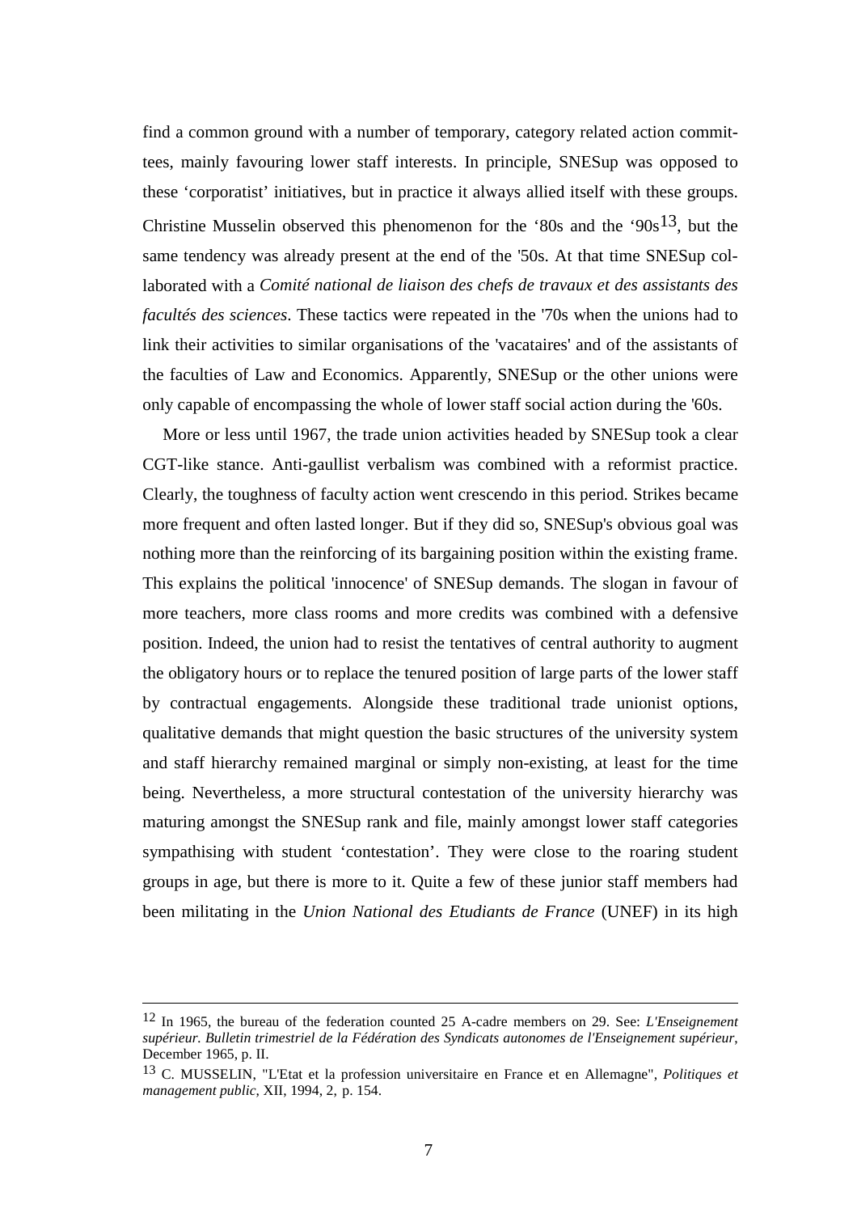find a common ground with a number of temporary, category related action committees, mainly favouring lower staff interests. In principle, SNESup was opposed to these 'corporatist' initiatives, but in practice it always allied itself with these groups. Christine Musselin observed this phenomenon for the '80s and the '90s[13], but the same tendency was already present at the end of the '50s. At that time SNESup collaborated with a *Comité national de liaison des chefs de travaux et des assistants des facultés des sciences*. These tactics were repeated in the '70s when the unions had to link their activities to similar organisations of the 'vacataires' and of the assistants of the faculties of Law and Economics. Apparently, SNESup or the other unions were only capable of encompassing the whole of lower staff social action during the '60s.

More or less until 1967, the trade union activities headed by SNESup took a clear CGT-like stance. Anti-gaullist verbalism was combined with a reformist practice. Clearly, the toughness of faculty action went crescendo in this period. Strikes became more frequent and often lasted longer. But if they did so, SNESup's obvious goal was nothing more than the reinforcing of its bargaining position within the existing frame. This explains the political 'innocence' of SNESup demands. The slogan in favour of more teachers, more class rooms and more credits was combined with a defensive position. Indeed, the union had to resist the tentatives of central authority to augment the obligatory hours or to replace the tenured position of large parts of the lower staff by contractual engagements. Alongside these traditional trade unionist options, qualitative demands that might question the basic structures of the university system and staff hierarchy remained marginal or simply non-existing, at least for the time being. Nevertheless, a more structural contestation of the university hierarchy was maturing amongst the SNESup rank and file, mainly amongst lower staff categories sympathising with student 'contestation'. They were close to the roaring student groups in age, but there is more to it. Quite a few of these junior staff members had been militating in the *Union National des Etudiants de France* (UNEF) in its high

---

[12] In 1965, the bureau of the federation counted 25 A-cadre members on 29. See: *L'Enseignement supérieur. Bulletin trimestriel de la Fédération des Syndicats autonomes de l'Enseignement supérieur*, December 1965, p. II.

[13] C. MUSSELIN, "L'Etat et la profession universitaire en France et en Allemagne", *Politiques et management public*, XII, 1994, 2, p. 154.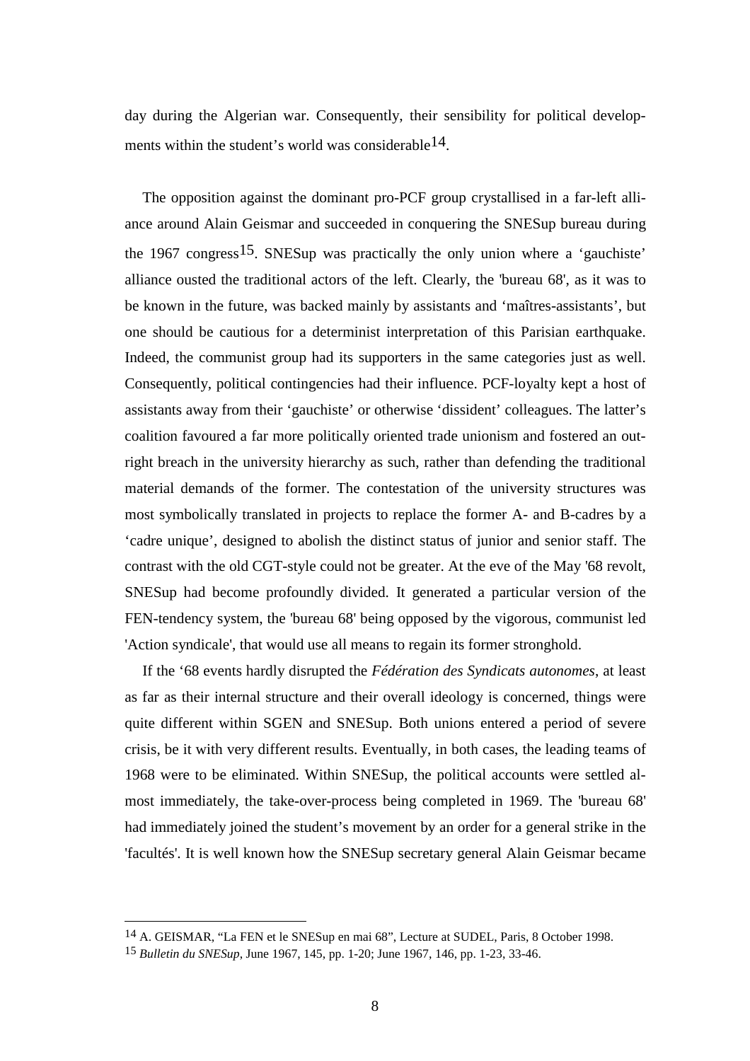day during the Algerian war. Consequently, their sensibility for political developments within the student's world was considerable[14].

The opposition against the dominant pro-PCF group crystallised in a far-left alliance around Alain Geismar and succeeded in conquering the SNESup bureau during the 1967 congress[15]. SNESup was practically the only union where a 'gauchiste' alliance ousted the traditional actors of the left. Clearly, the 'bureau 68', as it was to be known in the future, was backed mainly by assistants and 'maîtres-assistants', but one should be cautious for a determinist interpretation of this Parisian earthquake. Indeed, the communist group had its supporters in the same categories just as well. Consequently, political contingencies had their influence. PCF-loyalty kept a host of assistants away from their 'gauchiste' or otherwise 'dissident' colleagues. The latter's coalition favoured a far more politically oriented trade unionism and fostered an outright breach in the university hierarchy as such, rather than defending the traditional material demands of the former. The contestation of the university structures was most symbolically translated in projects to replace the former A- and B-cadres by a 'cadre unique', designed to abolish the distinct status of junior and senior staff. The contrast with the old CGT-style could not be greater. At the eve of the May '68 revolt, SNESup had become profoundly divided. It generated a particular version of the FEN-tendency system, the 'bureau 68' being opposed by the vigorous, communist led 'Action syndicale', that would use all means to regain its former stronghold.

If the '68 events hardly disrupted the *Fédération des Syndicats autonomes*, at least as far as their internal structure and their overall ideology is concerned, things were quite different within SGEN and SNESup. Both unions entered a period of severe crisis, be it with very different results. Eventually, in both cases, the leading teams of 1968 were to be eliminated. Within SNESup, the political accounts were settled almost immediately, the take-over-process being completed in 1969. The 'bureau 68' had immediately joined the student's movement by an order for a general strike in the 'facultés'. It is well known how the SNESup secretary general Alain Geismar became

[14] A. GEISMAR, "La FEN et le SNESup en mai 68", Lecture at SUDEL, Paris, 8 October 1998.

[15] *Bulletin du SNESup*, June 1967, 145, pp. 1-20; June 1967, 146, pp. 1-23, 33-46.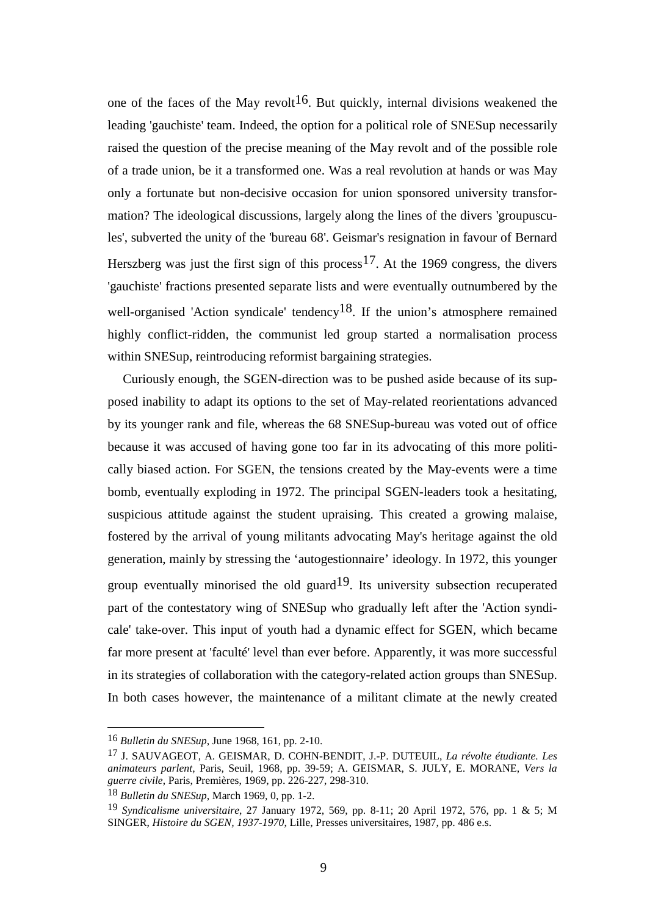one of the faces of the May revolt[16]. But quickly, internal divisions weakened the leading 'gauchiste' team. Indeed, the option for a political role of SNESup necessarily raised the question of the precise meaning of the May revolt and of the possible role of a trade union, be it a transformed one. Was a real revolution at hands or was May only a fortunate but non-decisive occasion for union sponsored university transformation? The ideological discussions, largely along the lines of the divers 'groupuscules', subverted the unity of the 'bureau 68'. Geismar's resignation in favour of Bernard Herszberg was just the first sign of this process[17]. At the 1969 congress, the divers 'gauchiste' fractions presented separate lists and were eventually outnumbered by the well-organised 'Action syndicale' tendency[18]. If the union's atmosphere remained highly conflict-ridden, the communist led group started a normalisation process within SNESup, reintroducing reformist bargaining strategies.

Curiously enough, the SGEN-direction was to be pushed aside because of its supposed inability to adapt its options to the set of May-related reorientations advanced by its younger rank and file, whereas the 68 SNESup-bureau was voted out of office because it was accused of having gone too far in its advocating of this more politically biased action. For SGEN, the tensions created by the May-events were a time bomb, eventually exploding in 1972. The principal SGEN-leaders took a hesitating, suspicious attitude against the student upraising. This created a growing malaise, fostered by the arrival of young militants advocating May's heritage against the old generation, mainly by stressing the 'autogestionnaire' ideology. In 1972, this younger group eventually minorised the old guard[19]. Its university subsection recuperated part of the contestatory wing of SNESup who gradually left after the 'Action syndicale' take-over. This input of youth had a dynamic effect for SGEN, which became far more present at 'faculté' level than ever before. Apparently, it was more successful in its strategies of collaboration with the category-related action groups than SNESup. In both cases however, the maintenance of a militant climate at the newly created

---

[16] *Bulletin du SNESup*, June 1968, 161, pp. 2-10.

[17] J. SAUVAGEOT, A. GEISMAR, D. COHN-BENDIT, J.-P. DUTEUIL, *La révolte étudiante. Les animateurs parlent*, Paris, Seuil, 1968, pp. 39-59; A. GEISMAR, S. JULY, E. MORANE, *Vers la guerre civile*, Paris, Premières, 1969, pp. 226-227, 298-310.

[18] *Bulletin du SNESup*, March 1969, 0, pp. 1-2.

[19] *Syndicalisme universitaire*, 27 January 1972, 569, pp. 8-11; 20 April 1972, 576, pp. 1 & 5; M SINGER, *Histoire du SGEN, 1937-1970*, Lille, Presses universitaires, 1987, pp. 486 e.s.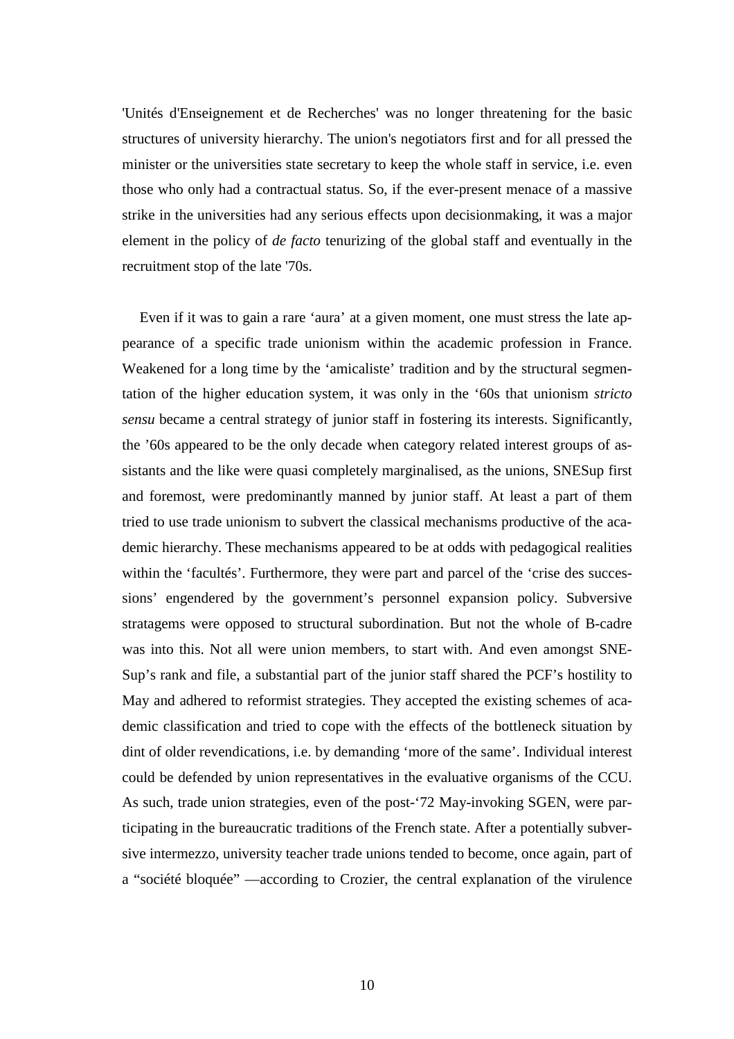'Unités d'Enseignement et de Recherches' was no longer threatening for the basic structures of university hierarchy. The union's negotiators first and for all pressed the minister or the universities state secretary to keep the whole staff in service, i.e. even those who only had a contractual status. So, if the ever-present menace of a massive strike in the universities had any serious effects upon decisionmaking, it was a major element in the policy of *de facto* tenurizing of the global staff and eventually in the recruitment stop of the late '70s.

Even if it was to gain a rare 'aura' at a given moment, one must stress the late appearance of a specific trade unionism within the academic profession in France. Weakened for a long time by the 'amicaliste' tradition and by the structural segmentation of the higher education system, it was only in the '60s that unionism *stricto sensu* became a central strategy of junior staff in fostering its interests. Significantly, the '60s appeared to be the only decade when category related interest groups of assistants and the like were quasi completely marginalised, as the unions, SNESup first and foremost, were predominantly manned by junior staff. At least a part of them tried to use trade unionism to subvert the classical mechanisms productive of the academic hierarchy. These mechanisms appeared to be at odds with pedagogical realities within the 'facultés'. Furthermore, they were part and parcel of the 'crise des successions' engendered by the government's personnel expansion policy. Subversive stratagems were opposed to structural subordination. But not the whole of B-cadre was into this. Not all were union members, to start with. And even amongst SNESup's rank and file, a substantial part of the junior staff shared the PCF's hostility to May and adhered to reformist strategies. They accepted the existing schemes of academic classification and tried to cope with the effects of the bottleneck situation by dint of older revendications, i.e. by demanding 'more of the same'. Individual interest could be defended by union representatives in the evaluative organisms of the CCU. As such, trade union strategies, even of the post-'72 May-invoking SGEN, were participating in the bureaucratic traditions of the French state. After a potentially subversive intermezzo, university teacher trade unions tended to become, once again, part of a "société bloquée" —according to Crozier, the central explanation of the virulence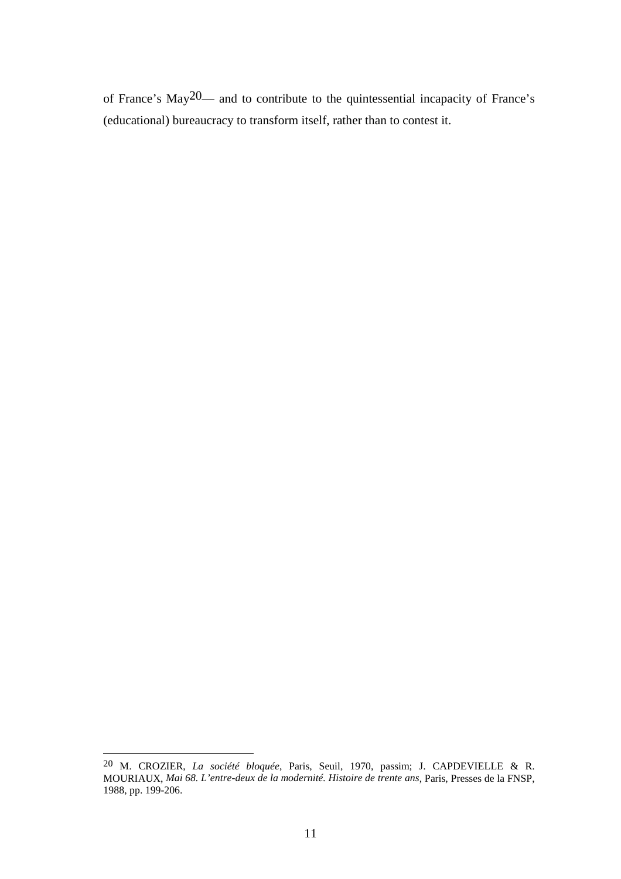of France's May[20]— and to contribute to the quintessential incapacity of France's (educational) bureaucracy to transform itself, rather than to contest it.

---

[20] M. CROZIER, *La société bloquée*, Paris, Seuil, 1970, passim; J. CAPDEVIELLE & R. MOURIAUX, *Mai 68. L'entre-deux de la modernité. Histoire de trente ans*, Paris, Presses de la FNSP, 1988, pp. 199-206.